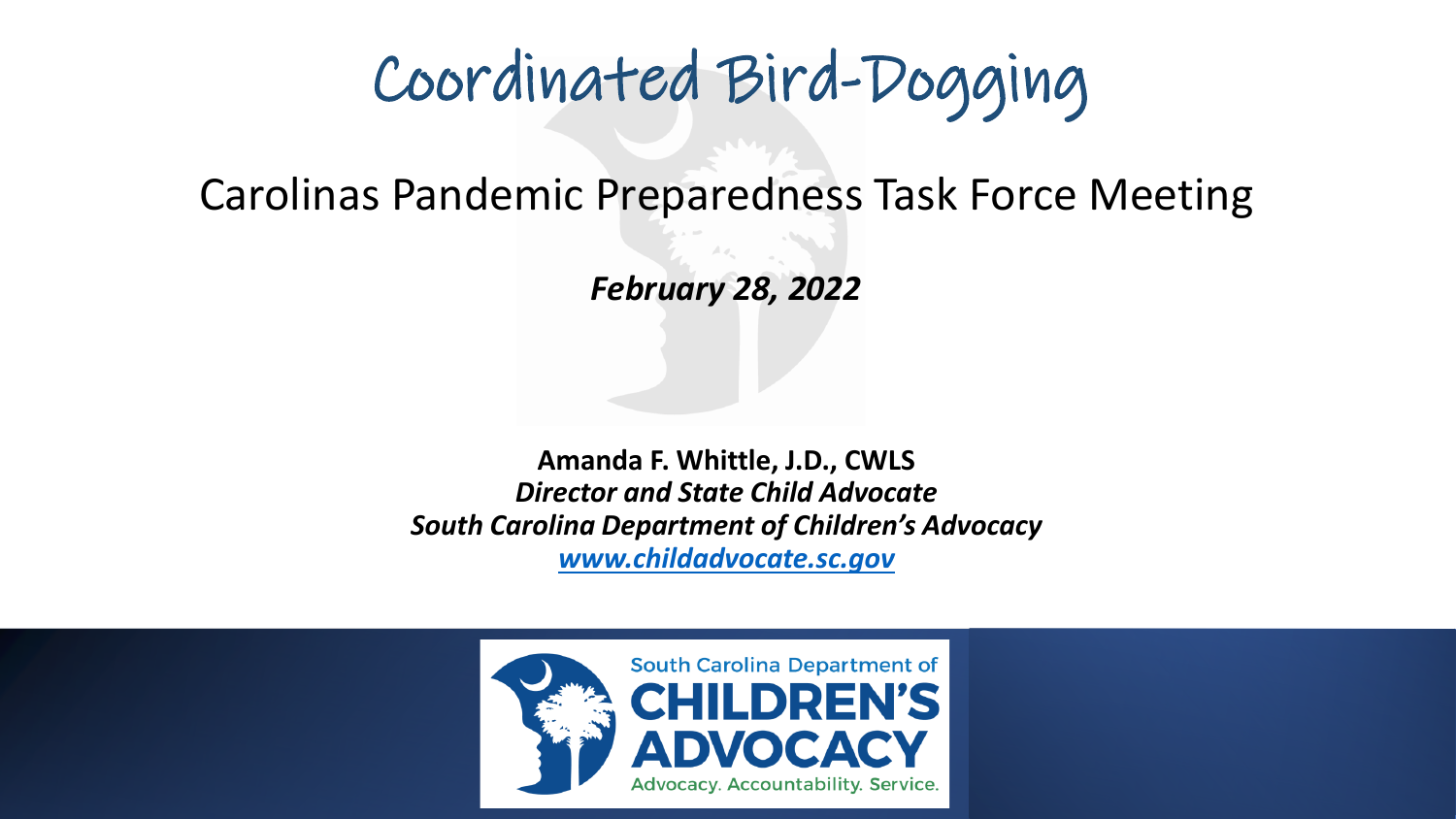# Coordinated Bird-Dogging

## Carolinas Pandemic Preparedness Task Force Meeting

***February 28, 2022***

**Amanda F. Whittle, J.D., CWLS**
***Director and State Child Advocate***
***South Carolina Department of Children's Advocacy***
***www.childadvocate.sc.gov***

South Carolina Department of
CHILDREN'S ADVOCACY
Advocacy. Accountability. Service.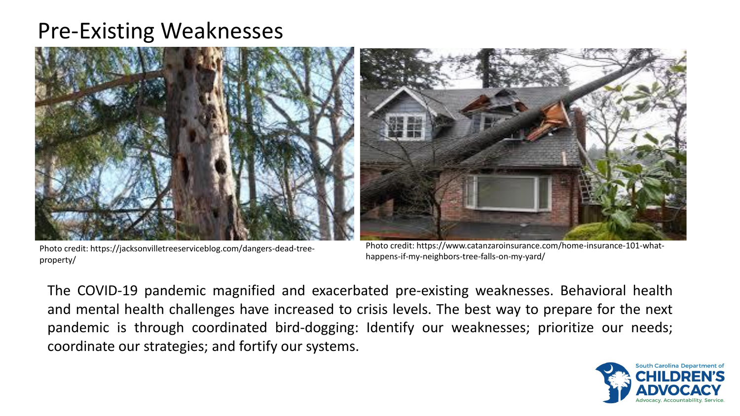# Pre-Existing Weaknesses

Photo credit: https://jacksonvilletreeserviceblog.com/dangers-dead-tree-property/

Photo credit: https://www.catanzaroinsurance.com/home-insurance-101-what-happens-if-my-neighbors-tree-falls-on-my-yard/

The COVID-19 pandemic magnified and exacerbated pre-existing weaknesses. Behavioral health and mental health challenges have increased to crisis levels. The best way to prepare for the next pandemic is through coordinated bird-dogging: Identify our weaknesses; prioritize our needs; coordinate our strategies; and fortify our systems.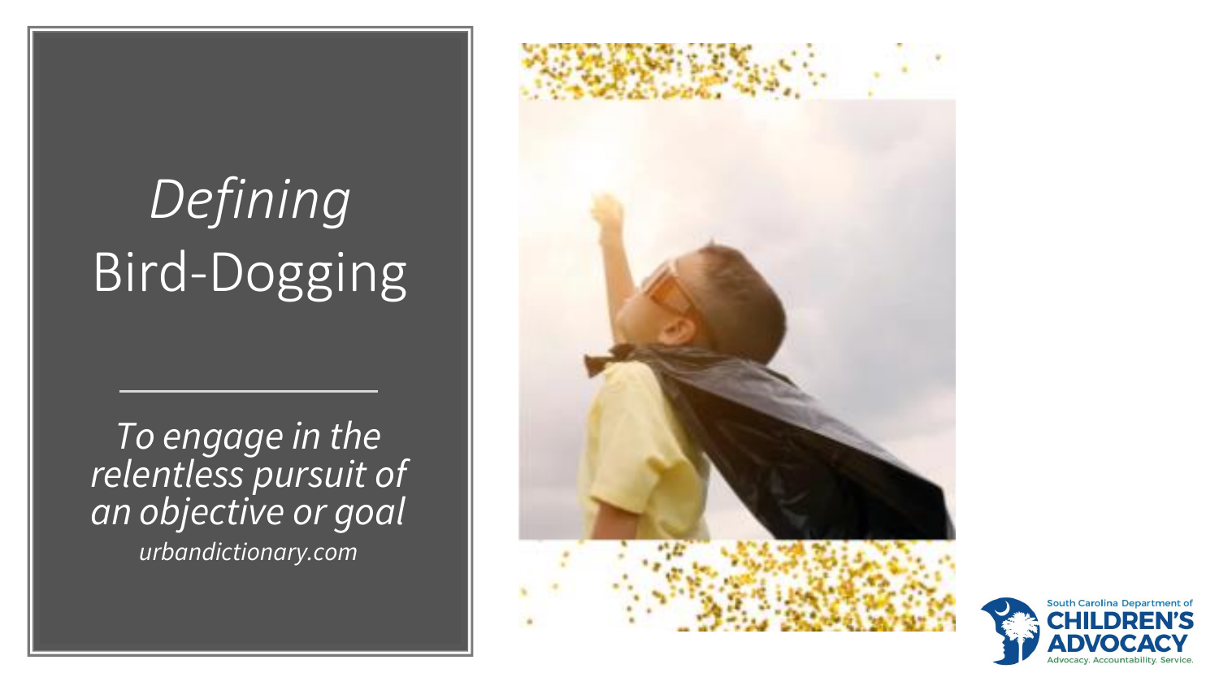# *Defining* Bird-Dogging

---

*To engage in the relentless pursuit of an objective or goal*

*urbandictionary.com*

South Carolina Department of
**CHILDREN'S ADVOCACY**
Advocacy. Accountability. Service.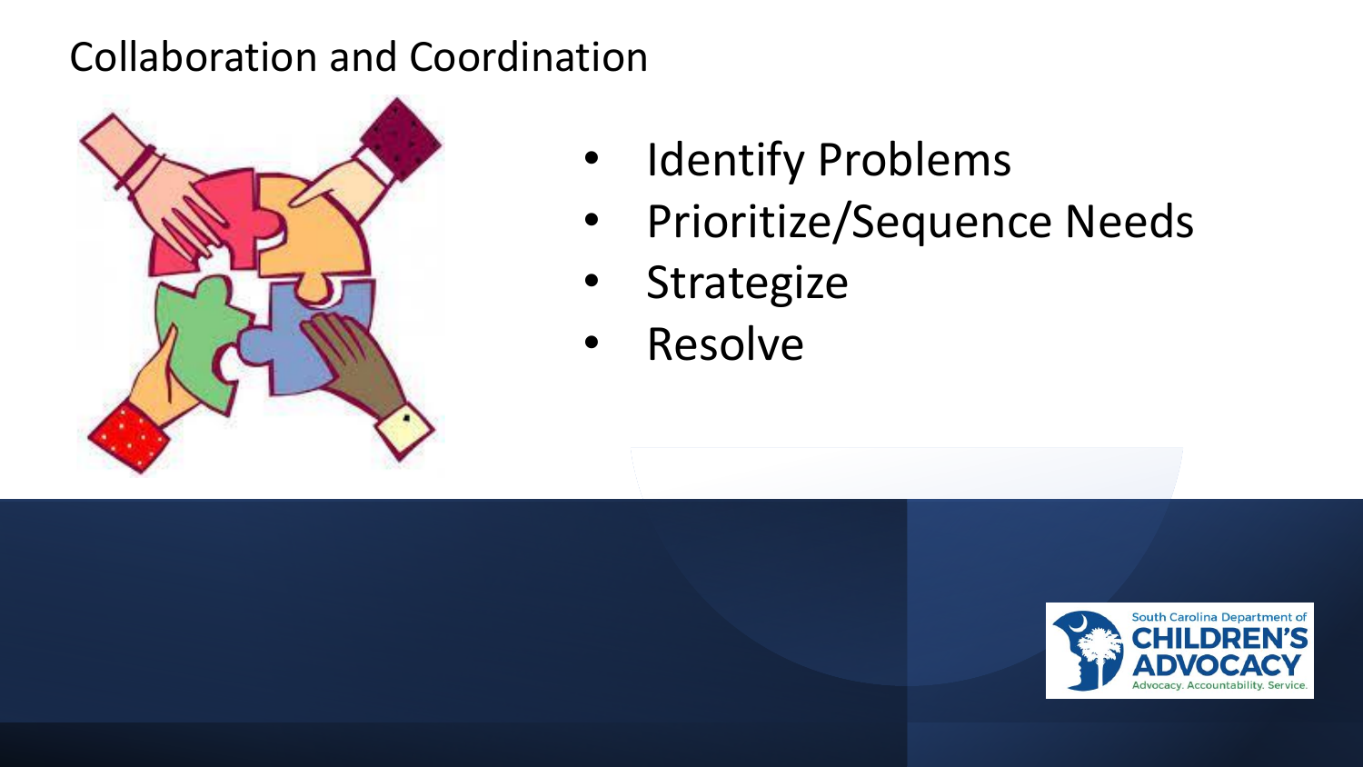# Collaboration and Coordination

- Identify Problems
- Prioritize/Sequence Needs
- Strategize
- Resolve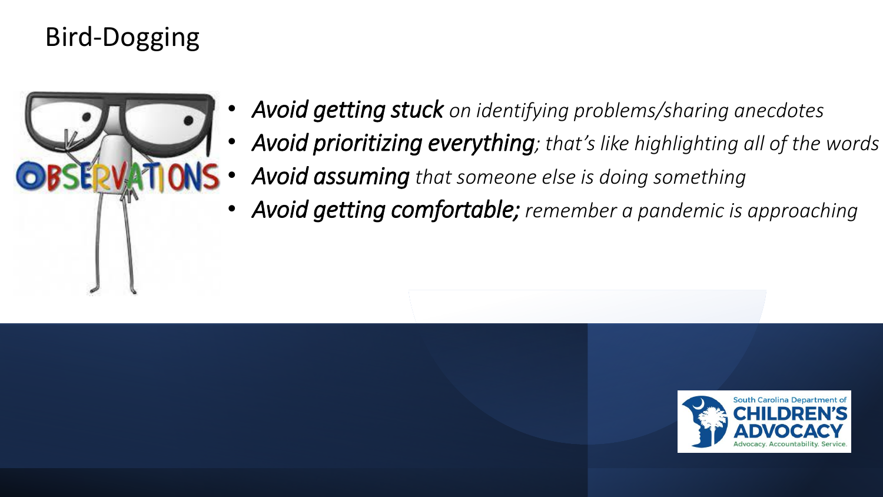# Bird-Dogging

- ***Avoid getting stuck*** *on identifying problems/sharing anecdotes*
- ***Avoid prioritizing everything****; that's like highlighting all of the words*
- ***Avoid assuming*** *that someone else is doing something*
- ***Avoid getting comfortable;*** *remember a pandemic is approaching*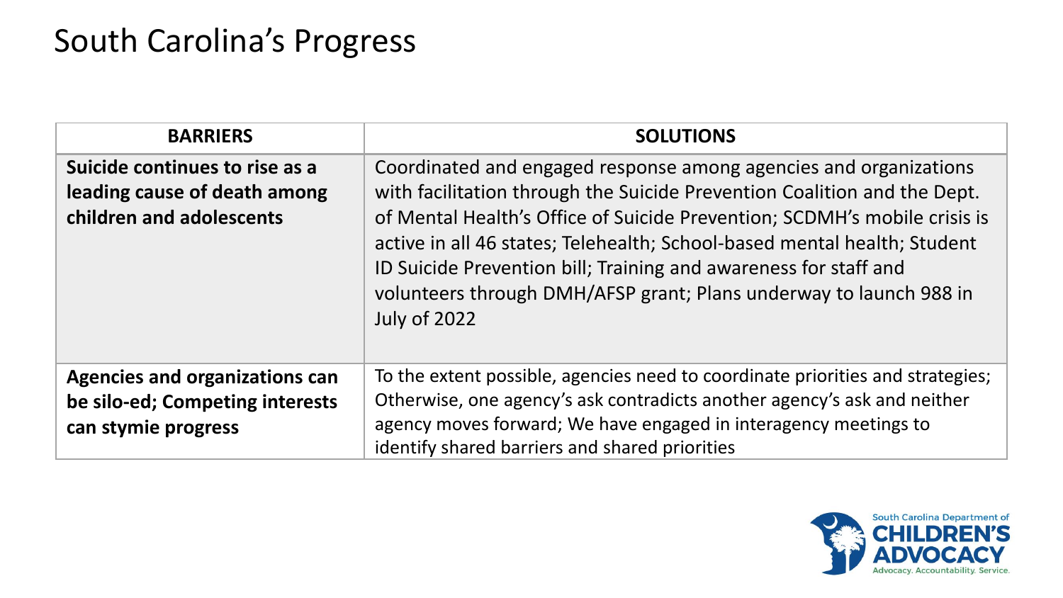# South Carolina's Progress

| BARRIERS | SOLUTIONS |
|---|---|
| **Suicide continues to rise as a leading cause of death among children and adolescents** | Coordinated and engaged response among agencies and organizations with facilitation through the Suicide Prevention Coalition and the Dept. of Mental Health's Office of Suicide Prevention; SCDMH's mobile crisis is active in all 46 states; Telehealth; School-based mental health; Student ID Suicide Prevention bill; Training and awareness for staff and volunteers through DMH/AFSP grant; Plans underway to launch 988 in July of 2022 |
| **Agencies and organizations can be silo-ed; Competing interests can stymie progress** | To the extent possible, agencies need to coordinate priorities and strategies; Otherwise, one agency's ask contradicts another agency's ask and neither agency moves forward; We have engaged in interagency meetings to identify shared barriers and shared priorities |

South Carolina Department of CHILDREN'S ADVOCACY
Advocacy. Accountability. Service.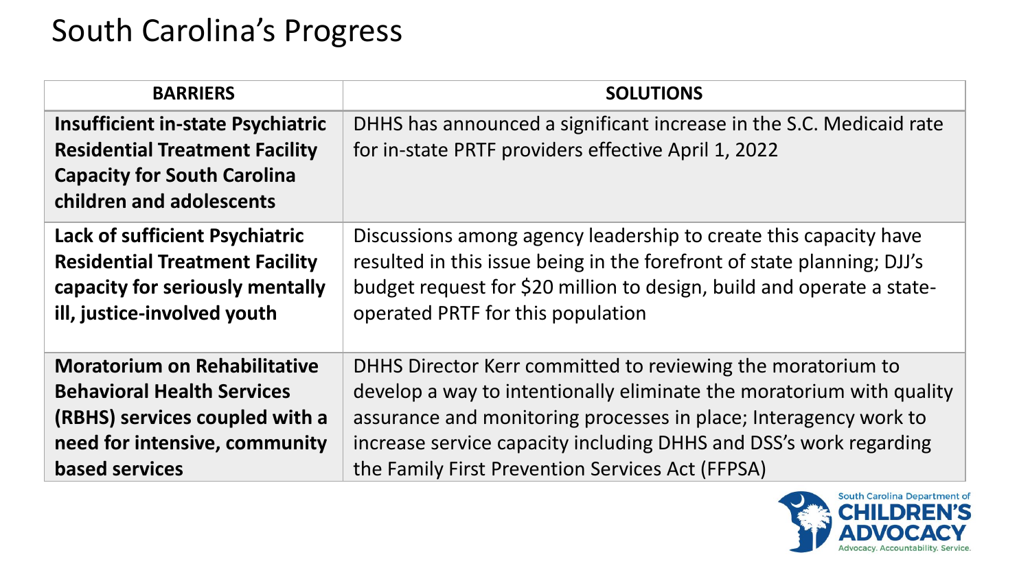# South Carolina's Progress

| BARRIERS | SOLUTIONS |
| --- | --- |
| **Insufficient in-state Psychiatric Residential Treatment Facility Capacity for South Carolina children and adolescents** | DHHS has announced a significant increase in the S.C. Medicaid rate for in-state PRTF providers effective April 1, 2022 |
| **Lack of sufficient Psychiatric Residential Treatment Facility capacity for seriously mentally ill, justice-involved youth** | Discussions among agency leadership to create this capacity have resulted in this issue being in the forefront of state planning; DJJ's budget request for $20 million to design, build and operate a state-operated PRTF for this population |
| **Moratorium on Rehabilitative Behavioral Health Services (RBHS) services coupled with a need for intensive, community based services** | DHHS Director Kerr committed to reviewing the moratorium to develop a way to intentionally eliminate the moratorium with quality assurance and monitoring processes in place; Interagency work to increase service capacity including DHHS and DSS's work regarding the Family First Prevention Services Act (FFPSA) |

South Carolina Department of CHILDREN'S ADVOCACY
Advocacy. Accountability. Service.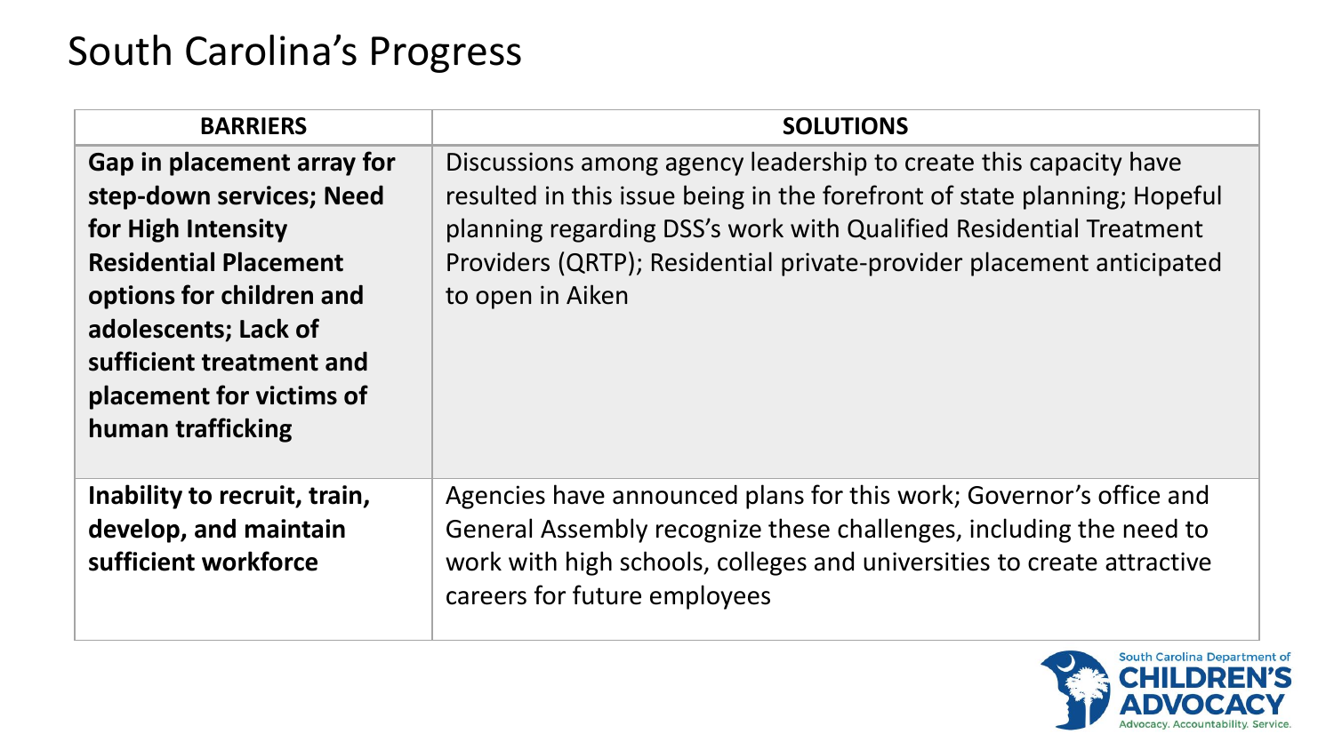# South Carolina's Progress

| BARRIERS | SOLUTIONS |
| --- | --- |
| **Gap in placement array for step-down services; Need for High Intensity Residential Placement options for children and adolescents; Lack of sufficient treatment and placement for victims of human trafficking** | Discussions among agency leadership to create this capacity have resulted in this issue being in the forefront of state planning; Hopeful planning regarding DSS's work with Qualified Residential Treatment Providers (QRTP); Residential private-provider placement anticipated to open in Aiken |
| **Inability to recruit, train, develop, and maintain sufficient workforce** | Agencies have announced plans for this work; Governor's office and General Assembly recognize these challenges, including the need to work with high schools, colleges and universities to create attractive careers for future employees |

South Carolina Department of CHILDREN'S ADVOCACY
Advocacy. Accountability. Service.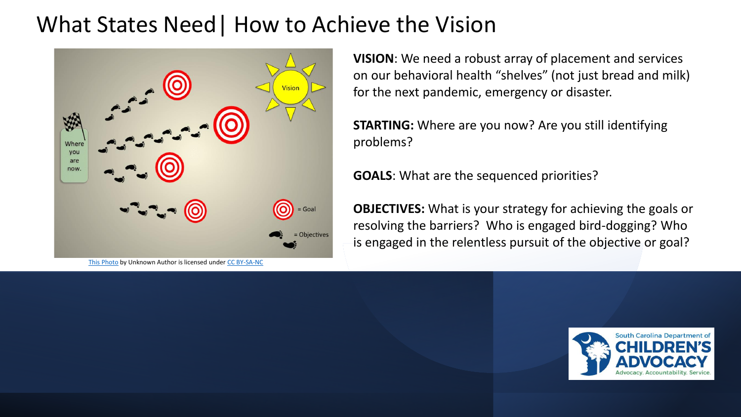# What States Need| How to Achieve the Vision

This Photo by Unknown Author is licensed under CC BY-SA-NC

**VISION**: We need a robust array of placement and services on our behavioral health "shelves" (not just bread and milk) for the next pandemic, emergency or disaster.

**STARTING:** Where are you now? Are you still identifying problems?

**GOALS**: What are the sequenced priorities?

**OBJECTIVES:** What is your strategy for achieving the goals or resolving the barriers? Who is engaged bird-dogging? Who is engaged in the relentless pursuit of the objective or goal?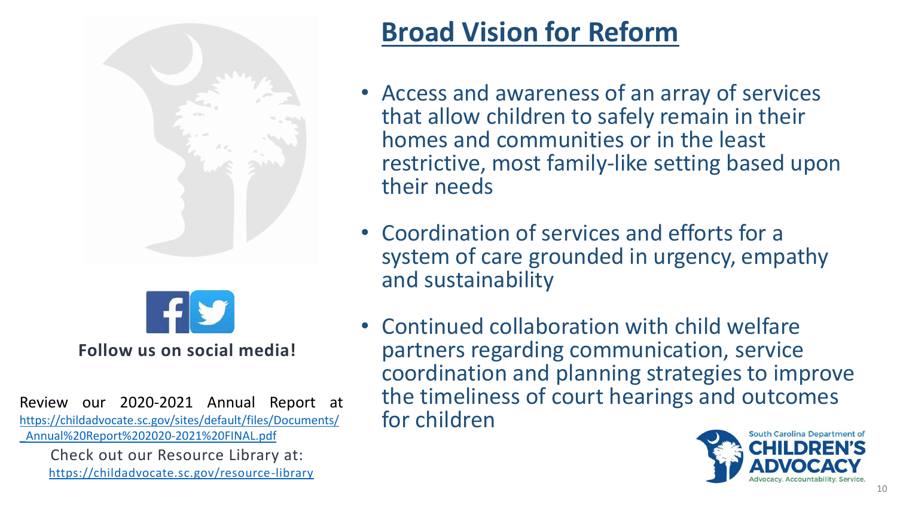## Broad Vision for Reform

- Access and awareness of an array of services that allow children to safely remain in their homes and communities or in the least restrictive, most family-like setting based upon their needs
- Coordination of services and efforts for a system of care grounded in urgency, empathy and sustainability
- Continued collaboration with child welfare partners regarding communication, service coordination and planning strategies to improve the timeliness of court hearings and outcomes for children

**Follow us on social media!**

Review our 2020-2021 Annual Report at https://childadvocate.sc.gov/sites/default/files/Documents/_Annual%20Report%202020-2021%20FINAL.pdf

Check out our Resource Library at: https://childadvocate.sc.gov/resource-library

South Carolina Department of CHILDREN'S ADVOCACY

Advocacy. Accountability. Service.